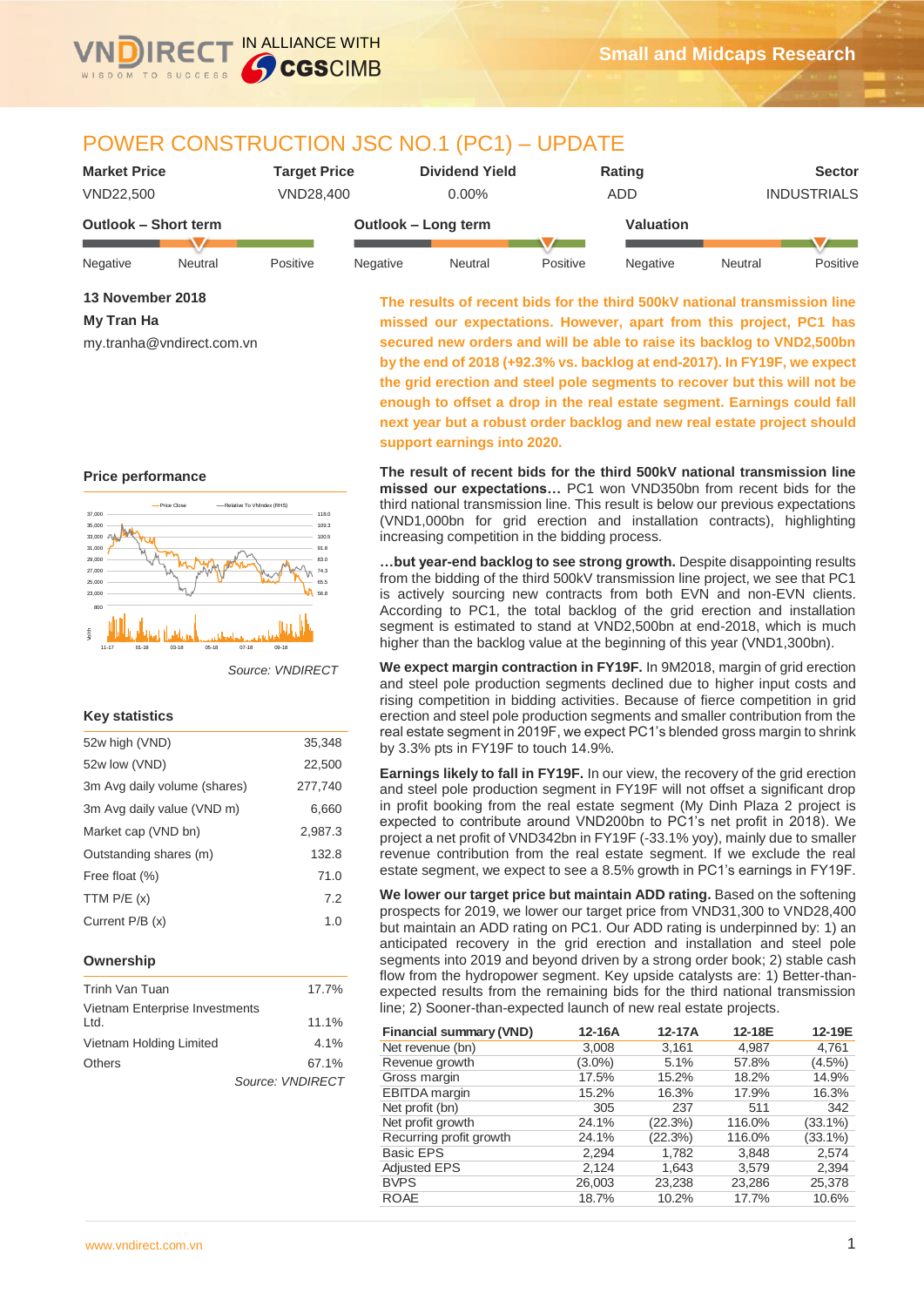# POWER CONSTRUCTION JSC NO.1 (PC1) – UPDATE

| Market Price | Target Price | Dividend Yield | Rating | Sector |
|---|---|---|---|---|
| VND22,500 | VND28,400 | 0.00% | ADD | INDUSTRIALS |

**Outlook – Short term**: Negative / Neutral / Positive

**Outlook – Long term**: Negative / Neutral / Positive

**Valuation**: Negative / Neutral / Positive

**13 November 2018**

**My Tran Ha**

my.tranha@vndirect.com.vn

**The results of recent bids for the third 500kV national transmission line missed our expectations. However, apart from this project, PC1 has secured new orders and will be able to raise its backlog to VND2,500bn by the end of 2018 (+92.3% vs. backlog at end-2017). In FY19F, we expect the grid erection and steel pole segments to recover but this will not be enough to offset a drop in the real estate segment. Earnings could fall next year but a robust order backlog and new real estate project should support earnings into 2020.**

**The result of recent bids for the third 500kV national transmission line missed our expectations…** PC1 won VND350bn from recent bids for the third national transmission line. This result is below our previous expectations (VND1,000bn for grid erection and installation contracts), highlighting increasing competition in the bidding process.

**…but year-end backlog to see strong growth.** Despite disappointing results from the bidding of the third 500kV transmission line project, we see that PC1 is actively sourcing new contracts from both EVN and non-EVN clients. According to PC1, the total backlog of the grid erection and installation segment is estimated to stand at VND2,500bn at end-2018, which is much higher than the backlog value at the beginning of this year (VND1,300bn).

**We expect margin contraction in FY19F.** In 9M2018, margin of grid erection and steel pole production segments declined due to higher input costs and rising competition in bidding activities. Because of fierce competition in grid erection and steel pole production segments and smaller contribution from the real estate segment in 2019F, we expect PC1's blended gross margin to shrink by 3.3% pts in FY19F to touch 14.9%.

**Earnings likely to fall in FY19F.** In our view, the recovery of the grid erection and steel pole production segment in FY19F will not offset a significant drop in profit booking from the real estate segment (My Dinh Plaza 2 project is expected to contribute around VND200bn to PC1's net profit in 2018). We project a net profit of VND342bn in FY19F (-33.1% yoy), mainly due to smaller revenue contribution from the real estate segment. If we exclude the real estate segment, we expect to see a 8.5% growth in PC1's earnings in FY19F.

**We lower our target price but maintain ADD rating.** Based on the softening prospects for 2019, we lower our target price from VND31,300 to VND28,400 but maintain an ADD rating on PC1. Our ADD rating is underpinned by: 1) an anticipated recovery in the grid erection and installation and steel pole segments into 2019 and beyond driven by a strong order book; 2) stable cash flow from the hydropower segment. Key upside catalysts are: 1) Better-than-expected results from the remaining bids for the third national transmission line; 2) Sooner-than-expected launch of new real estate projects.

## Price performance

Source: VNDIRECT

## Key statistics

| | |
|---|---|
| 52w high (VND) | 35,348 |
| 52w low (VND) | 22,500 |
| 3m Avg daily volume (shares) | 277,740 |
| 3m Avg daily value (VND m) | 6,660 |
| Market cap (VND bn) | 2,987.3 |
| Outstanding shares (m) | 132.8 |
| Free float (%) | 71.0 |
| TTM P/E (x) | 7.2 |
| Current P/B (x) | 1.0 |

## Ownership

| | |
|---|---|
| Trinh Van Tuan | 17.7% |
| Vietnam Enterprise Investments Ltd. | 11.1% |
| Vietnam Holding Limited | 4.1% |
| Others | 67.1% |

Source: VNDIRECT

| Financial summary (VND) | 12-16A | 12-17A | 12-18E | 12-19E |
|---|---|---|---|---|
| Net revenue (bn) | 3,008 | 3,161 | 4,987 | 4,761 |
| Revenue growth | (3.0%) | 5.1% | 57.8% | (4.5%) |
| Gross margin | 17.5% | 15.2% | 18.2% | 14.9% |
| EBITDA margin | 15.2% | 16.3% | 17.9% | 16.3% |
| Net profit (bn) | 305 | 237 | 511 | 342 |
| Net profit growth | 24.1% | (22.3%) | 116.0% | (33.1%) |
| Recurring profit growth | 24.1% | (22.3%) | 116.0% | (33.1%) |
| Basic EPS | 2,294 | 1,782 | 3,848 | 2,574 |
| Adjusted EPS | 2,124 | 1,643 | 3,579 | 2,394 |
| BVPS | 26,003 | 23,238 | 23,286 | 25,378 |
| ROAE | 18.7% | 10.2% | 17.7% | 10.6% |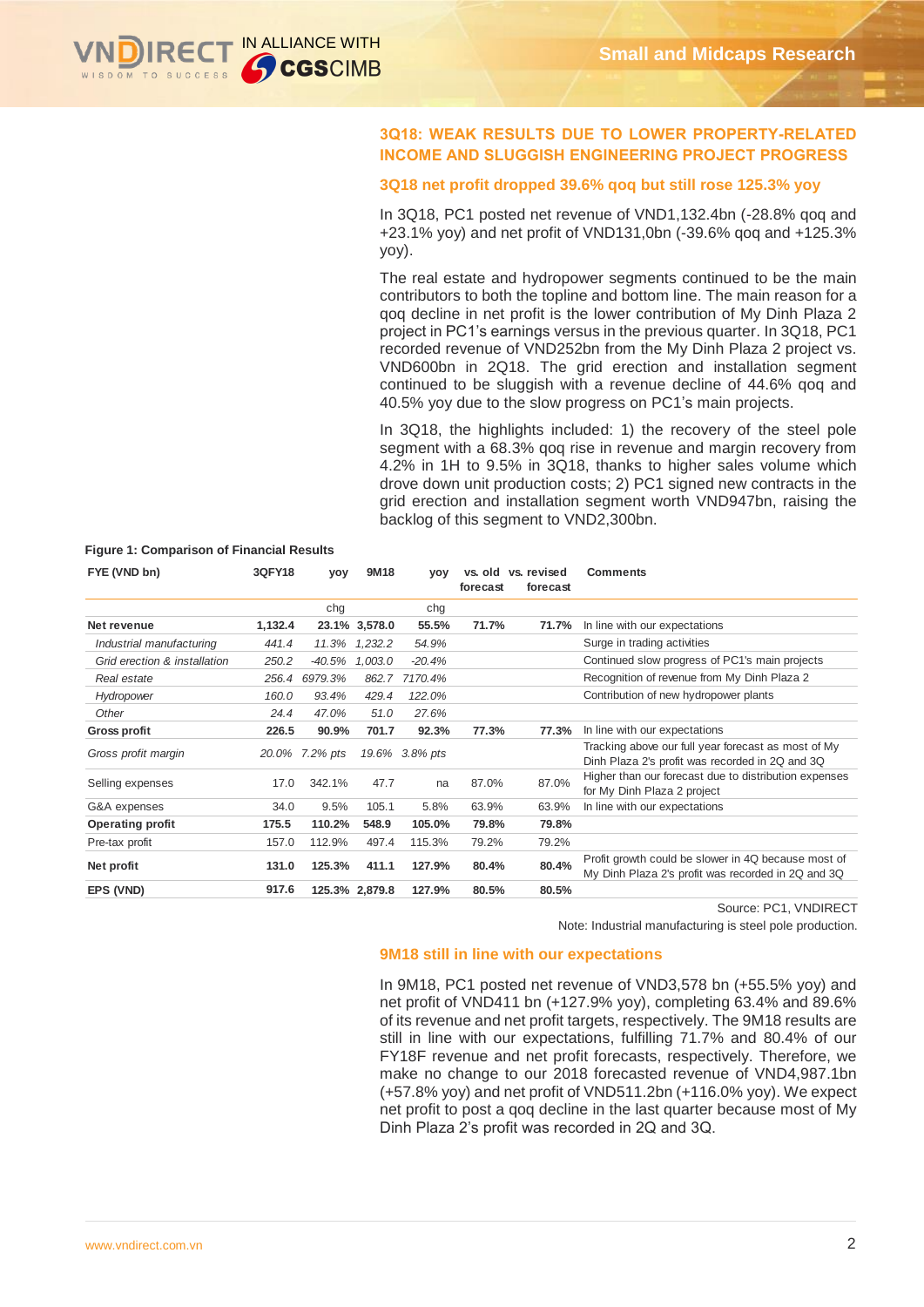## 3Q18: WEAK RESULTS DUE TO LOWER PROPERTY-RELATED INCOME AND SLUGGISH ENGINEERING PROJECT PROGRESS

### 3Q18 net profit dropped 39.6% qoq but still rose 125.3% yoy

In 3Q18, PC1 posted net revenue of VND1,132.4bn (-28.8% qoq and +23.1% yoy) and net profit of VND131,0bn (-39.6% qoq and +125.3% yoy).

The real estate and hydropower segments continued to be the main contributors to both the topline and bottom line. The main reason for a qoq decline in net profit is the lower contribution of My Dinh Plaza 2 project in PC1's earnings versus in the previous quarter. In 3Q18, PC1 recorded revenue of VND252bn from the My Dinh Plaza 2 project vs. VND600bn in 2Q18. The grid erection and installation segment continued to be sluggish with a revenue decline of 44.6% qoq and 40.5% yoy due to the slow progress on PC1's main projects.

In 3Q18, the highlights included: 1) the recovery of the steel pole segment with a 68.3% qoq rise in revenue and margin recovery from 4.2% in 1H to 9.5% in 3Q18, thanks to higher sales volume which drove down unit production costs; 2) PC1 signed new contracts in the grid erection and installation segment worth VND947bn, raising the backlog of this segment to VND2,300bn.

**Figure 1: Comparison of Financial Results**

| FYE (VND bn) | 3QFY18 | yoy | 9M18 | yoy | vs. old forecast | vs. revised forecast | Comments |
|---|---|---|---|---|---|---|---|
| | | chg | | chg | | | |
| **Net revenue** | **1,132.4** | **23.1%** | **3,578.0** | **55.5%** | **71.7%** | **71.7%** | In line with our expectations |
| *Industrial manufacturing* | *441.4* | *11.3%* | *1,232.2* | *54.9%* | | | Surge in trading activities |
| *Grid erection & installation* | *250.2* | *-40.5%* | *1,003.0* | *-20.4%* | | | Continued slow progress of PC1's main projects |
| *Real estate* | *256.4* | *6979.3%* | *862.7* | *7170.4%* | | | Recognition of revenue from My Dinh Plaza 2 |
| *Hydropower* | *160.0* | *93.4%* | *429.4* | *122.0%* | | | Contribution of new hydropower plants |
| *Other* | *24.4* | *47.0%* | *51.0* | *27.6%* | | | |
| **Gross profit** | **226.5** | **90.9%** | **701.7** | **92.3%** | **77.3%** | **77.3%** | In line with our expectations |
| *Gross profit margin* | *20.0%* | *7.2% pts* | *19.6%* | *3.8% pts* | | | Tracking above our full year forecast as most of My Dinh Plaza 2's profit was recorded in 2Q and 3Q |
| Selling expenses | 17.0 | 342.1% | 47.7 | na | 87.0% | 87.0% | Higher than our forecast due to distribution expenses for My Dinh Plaza 2 project |
| G&A expenses | 34.0 | 9.5% | 105.1 | 5.8% | 63.9% | 63.9% | In line with our expectations |
| **Operating profit** | **175.5** | **110.2%** | **548.9** | **105.0%** | **79.8%** | **79.8%** | |
| Pre-tax profit | 157.0 | 112.9% | 497.4 | 115.3% | 79.2% | 79.2% | |
| **Net profit** | **131.0** | **125.3%** | **411.1** | **127.9%** | **80.4%** | **80.4%** | Profit growth could be slower in 4Q because most of My Dinh Plaza 2's profit was recorded in 2Q and 3Q |
| **EPS (VND)** | **917.6** | **125.3%** | **2,879.8** | **127.9%** | **80.5%** | **80.5%** | |

Source: PC1, VNDIRECT

Note: Industrial manufacturing is steel pole production.

### 9M18 still in line with our expectations

In 9M18, PC1 posted net revenue of VND3,578 bn (+55.5% yoy) and net profit of VND411 bn (+127.9% yoy), completing 63.4% and 89.6% of its revenue and net profit targets, respectively. The 9M18 results are still in line with our expectations, fulfilling 71.7% and 80.4% of our FY18F revenue and net profit forecasts, respectively. Therefore, we make no change to our 2018 forecasted revenue of VND4,987.1bn (+57.8% yoy) and net profit of VND511.2bn (+116.0% yoy). We expect net profit to post a qoq decline in the last quarter because most of My Dinh Plaza 2's profit was recorded in 2Q and 3Q.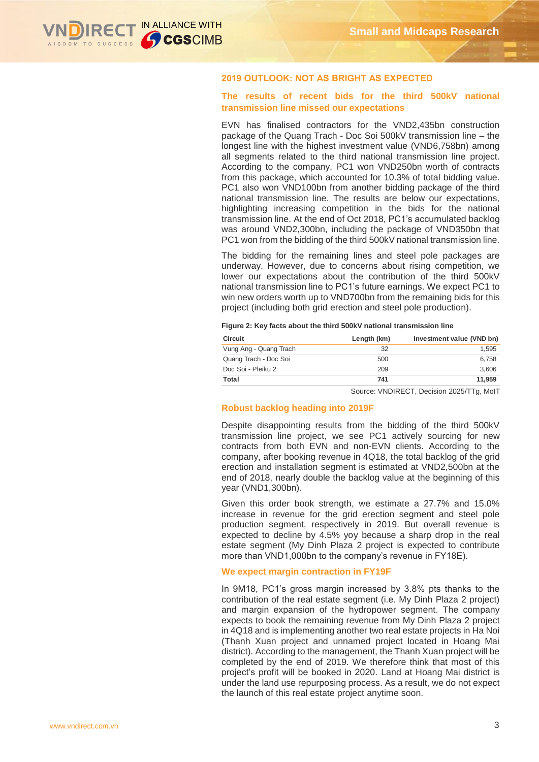## 2019 OUTLOOK: NOT AS BRIGHT AS EXPECTED

### The results of recent bids for the third 500kV national transmission line missed our expectations

EVN has finalised contractors for the VND2,435bn construction package of the Quang Trach - Doc Soi 500kV transmission line – the longest line with the highest investment value (VND6,758bn) among all segments related to the third national transmission line project. According to the company, PC1 won VND250bn worth of contracts from this package, which accounted for 10.3% of total bidding value. PC1 also won VND100bn from another bidding package of the third national transmission line. The results are below our expectations, highlighting increasing competition in the bids for the national transmission line. At the end of Oct 2018, PC1's accumulated backlog was around VND2,300bn, including the package of VND350bn that PC1 won from the bidding of the third 500kV national transmission line.

The bidding for the remaining lines and steel pole packages are underway. However, due to concerns about rising competition, we lower our expectations about the contribution of the third 500kV national transmission line to PC1's future earnings. We expect PC1 to win new orders worth up to VND700bn from the remaining bids for this project (including both grid erection and steel pole production).

**Figure 2: Key facts about the third 500kV national transmission line**

| Circuit | Length (km) | Investment value (VND bn) |
|---|---|---|
| Vung Ang - Quang Trach | 32 | 1,595 |
| Quang Trach - Doc Soi | 500 | 6,758 |
| Doc Soi - Pleiku 2 | 209 | 3,606 |
| **Total** | **741** | **11,959** |

Source: VNDIRECT, Decision 2025/TTg, MoIT

### Robust backlog heading into 2019F

Despite disappointing results from the bidding of the third 500kV transmission line project, we see PC1 actively sourcing for new contracts from both EVN and non-EVN clients. According to the company, after booking revenue in 4Q18, the total backlog of the grid erection and installation segment is estimated at VND2,500bn at the end of 2018, nearly double the backlog value at the beginning of this year (VND1,300bn).

Given this order book strength, we estimate a 27.7% and 15.0% increase in revenue for the grid erection segment and steel pole production segment, respectively in 2019. But overall revenue is expected to decline by 4.5% yoy because a sharp drop in the real estate segment (My Dinh Plaza 2 project is expected to contribute more than VND1,000bn to the company's revenue in FY18E).

### We expect margin contraction in FY19F

In 9M18, PC1's gross margin increased by 3.8% pts thanks to the contribution of the real estate segment (i.e. My Dinh Plaza 2 project) and margin expansion of the hydropower segment. The company expects to book the remaining revenue from My Dinh Plaza 2 project in 4Q18 and is implementing another two real estate projects in Ha Noi (Thanh Xuan project and unnamed project located in Hoang Mai district). According to the management, the Thanh Xuan project will be completed by the end of 2019. We therefore think that most of this project's profit will be booked in 2020. Land at Hoang Mai district is under the land use repurposing process. As a result, we do not expect the launch of this real estate project anytime soon.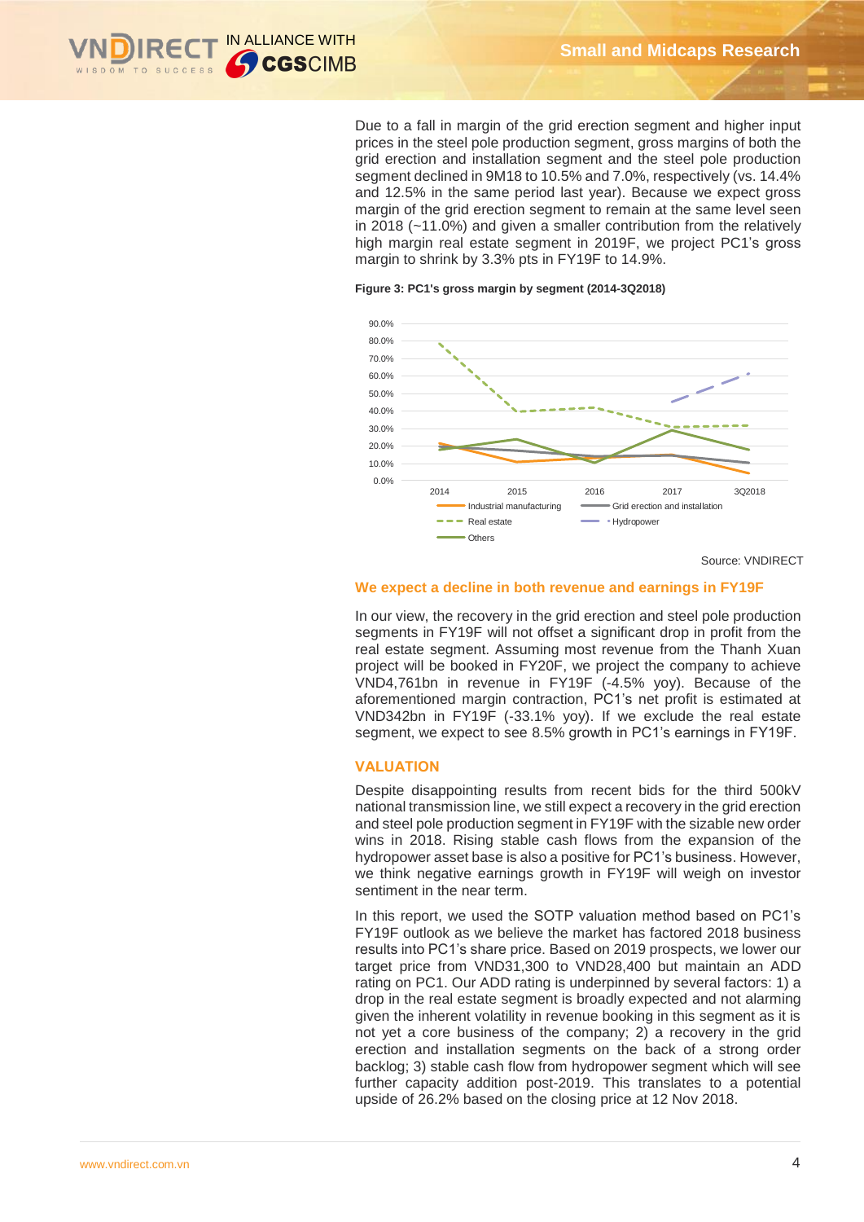Due to a fall in margin of the grid erection segment and higher input prices in the steel pole production segment, gross margins of both the grid erection and installation segment and the steel pole production segment declined in 9M18 to 10.5% and 7.0%, respectively (vs. 14.4% and 12.5% in the same period last year). Because we expect gross margin of the grid erection segment to remain at the same level seen in 2018 (~11.0%) and given a smaller contribution from the relatively high margin real estate segment in 2019F, we project PC1's gross margin to shrink by 3.3% pts in FY19F to 14.9%.

**Figure 3: PC1's gross margin by segment (2014-3Q2018)**

Source: VNDIRECT

## We expect a decline in both revenue and earnings in FY19F

In our view, the recovery in the grid erection and steel pole production segments in FY19F will not offset a significant drop in profit from the real estate segment. Assuming most revenue from the Thanh Xuan project will be booked in FY20F, we project the company to achieve VND4,761bn in revenue in FY19F (-4.5% yoy). Because of the aforementioned margin contraction, PC1's net profit is estimated at VND342bn in FY19F (-33.1% yoy). If we exclude the real estate segment, we expect to see 8.5% growth in PC1's earnings in FY19F.

## VALUATION

Despite disappointing results from recent bids for the third 500kV national transmission line, we still expect a recovery in the grid erection and steel pole production segment in FY19F with the sizable new order wins in 2018. Rising stable cash flows from the expansion of the hydropower asset base is also a positive for PC1's business. However, we think negative earnings growth in FY19F will weigh on investor sentiment in the near term.

In this report, we used the SOTP valuation method based on PC1's FY19F outlook as we believe the market has factored 2018 business results into PC1's share price. Based on 2019 prospects, we lower our target price from VND31,300 to VND28,400 but maintain an ADD rating on PC1. Our ADD rating is underpinned by several factors: 1) a drop in the real estate segment is broadly expected and not alarming given the inherent volatility in revenue booking in this segment as it is not yet a core business of the company; 2) a recovery in the grid erection and installation segments on the back of a strong order backlog; 3) stable cash flow from hydropower segment which will see further capacity addition post-2019. This translates to a potential upside of 26.2% based on the closing price at 12 Nov 2018.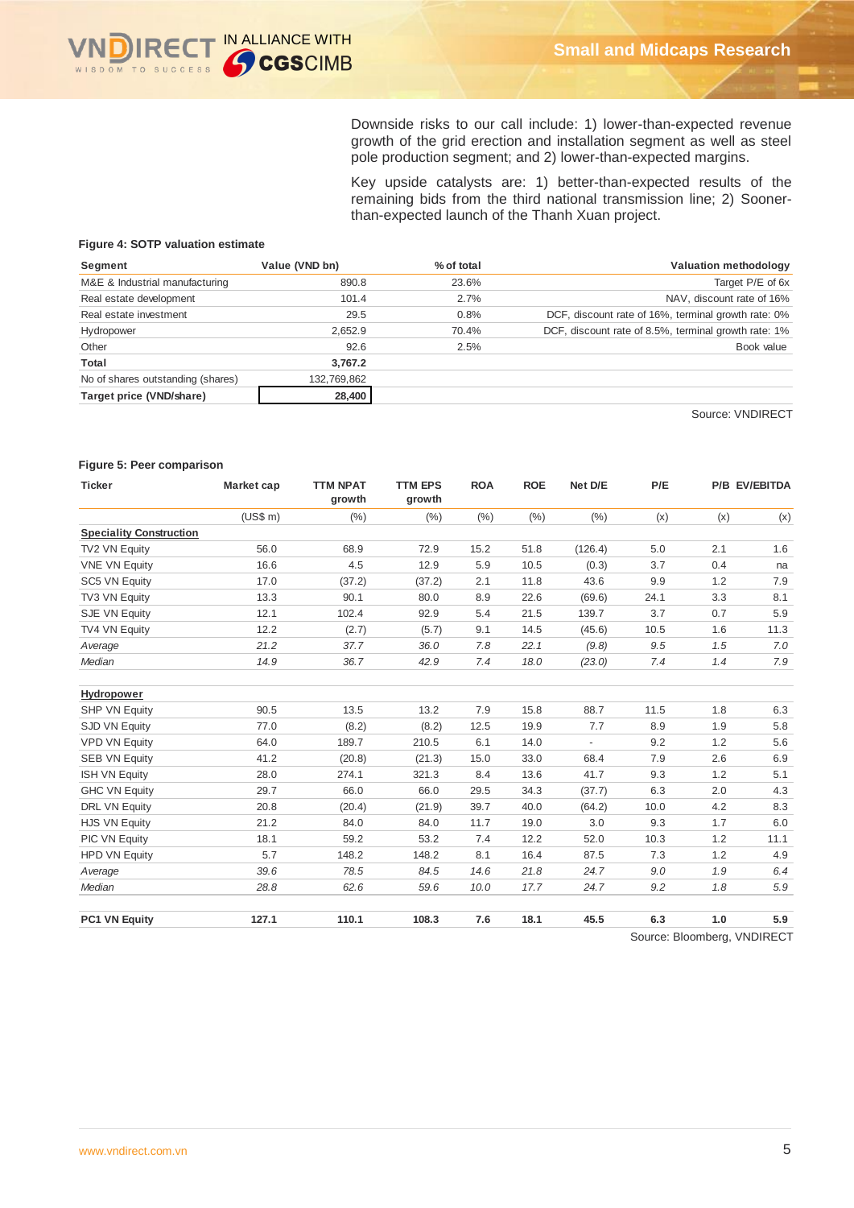Downside risks to our call include: 1) lower-than-expected revenue growth of the grid erection and installation segment as well as steel pole production segment; and 2) lower-than-expected margins.

Key upside catalysts are: 1) better-than-expected results of the remaining bids from the third national transmission line; 2) Sooner-than-expected launch of the Thanh Xuan project.

**Figure 4: SOTP valuation estimate**

| Segment | Value (VND bn) | % of total | Valuation methodology |
|---|---|---|---|
| M&E & Industrial manufacturing | 890.8 | 23.6% | Target P/E of 6x |
| Real estate development | 101.4 | 2.7% | NAV, discount rate of 16% |
| Real estate investment | 29.5 | 0.8% | DCF, discount rate of 16%, terminal growth rate: 0% |
| Hydropower | 2,652.9 | 70.4% | DCF, discount rate of 8.5%, terminal growth rate: 1% |
| Other | 92.6 | 2.5% | Book value |
| **Total** | **3,767.2** | | |
| No of shares outstanding (shares) | 132,769,862 | | |
| **Target price (VND/share)** | **28,400** | | |

Source: VNDIRECT

**Figure 5: Peer comparison**

| Ticker | Market cap | TTM NPAT growth | TTM EPS growth | ROA | ROE | Net D/E | P/E | P/B | EV/EBITDA |
|---|---|---|---|---|---|---|---|---|---|
| | (US$ m) | (%) | (%) | (%) | (%) | (%) | (x) | (x) | (x) |
| **Speciality Construction** | | | | | | | | | |
| TV2 VN Equity | 56.0 | 68.9 | 72.9 | 15.2 | 51.8 | (126.4) | 5.0 | 2.1 | 1.6 |
| VNE VN Equity | 16.6 | 4.5 | 12.9 | 5.9 | 10.5 | (0.3) | 3.7 | 0.4 | na |
| SC5 VN Equity | 17.0 | (37.2) | (37.2) | 2.1 | 11.8 | 43.6 | 9.9 | 1.2 | 7.9 |
| TV3 VN Equity | 13.3 | 90.1 | 80.0 | 8.9 | 22.6 | (69.6) | 24.1 | 3.3 | 8.1 |
| SJE VN Equity | 12.1 | 102.4 | 92.9 | 5.4 | 21.5 | 139.7 | 3.7 | 0.7 | 5.9 |
| TV4 VN Equity | 12.2 | (2.7) | (5.7) | 9.1 | 14.5 | (45.6) | 10.5 | 1.6 | 11.3 |
| *Average* | *21.2* | *37.7* | *36.0* | *7.8* | *22.1* | *(9.8)* | *9.5* | *1.5* | *7.0* |
| *Median* | *14.9* | *36.7* | *42.9* | *7.4* | *18.0* | *(23.0)* | *7.4* | *1.4* | *7.9* |
| **Hydropower** | | | | | | | | | |
| SHP VN Equity | 90.5 | 13.5 | 13.2 | 7.9 | 15.8 | 88.7 | 11.5 | 1.8 | 6.3 |
| SJD VN Equity | 77.0 | (8.2) | (8.2) | 12.5 | 19.9 | 7.7 | 8.9 | 1.9 | 5.8 |
| VPD VN Equity | 64.0 | 189.7 | 210.5 | 6.1 | 14.0 | - | 9.2 | 1.2 | 5.6 |
| SEB VN Equity | 41.2 | (20.8) | (21.3) | 15.0 | 33.0 | 68.4 | 7.9 | 2.6 | 6.9 |
| ISH VN Equity | 28.0 | 274.1 | 321.3 | 8.4 | 13.6 | 41.7 | 9.3 | 1.2 | 5.1 |
| GHC VN Equity | 29.7 | 66.0 | 66.0 | 29.5 | 34.3 | (37.7) | 6.3 | 2.0 | 4.3 |
| DRL VN Equity | 20.8 | (20.4) | (21.9) | 39.7 | 40.0 | (64.2) | 10.0 | 4.2 | 8.3 |
| HJS VN Equity | 21.2 | 84.0 | 84.0 | 11.7 | 19.0 | 3.0 | 9.3 | 1.7 | 6.0 |
| PIC VN Equity | 18.1 | 59.2 | 53.2 | 7.4 | 12.2 | 52.0 | 10.3 | 1.2 | 11.1 |
| HPD VN Equity | 5.7 | 148.2 | 148.2 | 8.1 | 16.4 | 87.5 | 7.3 | 1.2 | 4.9 |
| *Average* | *39.6* | *78.5* | *84.5* | *14.6* | *21.8* | *24.7* | *9.0* | *1.9* | *6.4* |
| *Median* | *28.8* | *62.6* | *59.6* | *10.0* | *17.7* | *24.7* | *9.2* | *1.8* | *5.9* |
| **PC1 VN Equity** | **127.1** | **110.1** | **108.3** | **7.6** | **18.1** | **45.5** | **6.3** | **1.0** | **5.9** |

Source: Bloomberg, VNDIRECT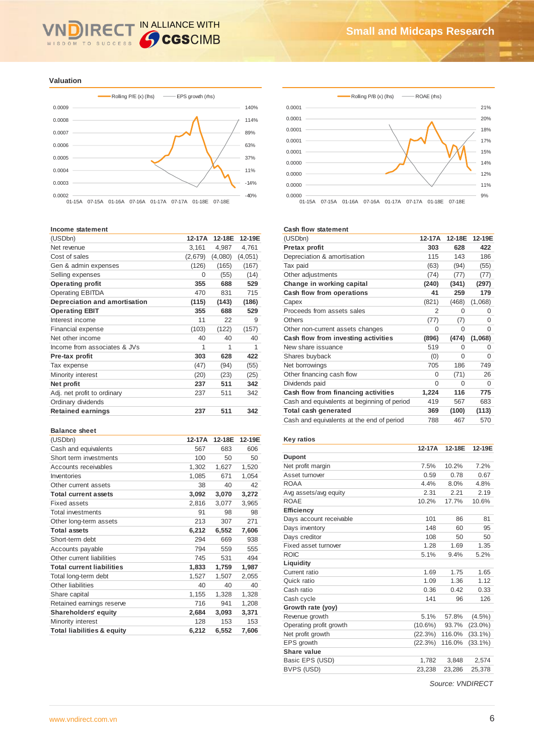## Valuation

Rolling P/E (x) (lhs) — EPS growth (rhs)

Rolling P/B (x) (lhs) — ROAE (rhs)

### Income statement

| (USDbn) | 12-17A | 12-18E | 12-19E |
|---|---|---|---|
| Net revenue | 3,161 | 4,987 | 4,761 |
| Cost of sales | (2,679) | (4,080) | (4,051) |
| Gen & admin expenses | (126) | (165) | (167) |
| Selling expenses | 0 | (55) | (14) |
| **Operating profit** | **355** | **688** | **529** |
| Operating EBITDA | 470 | 831 | 715 |
| **Depreciation and amortisation** | **(115)** | **(143)** | **(186)** |
| **Operating EBIT** | **355** | **688** | **529** |
| Interest income | 11 | 22 | 9 |
| Financial expense | (103) | (122) | (157) |
| Net other income | 40 | 40 | 40 |
| Income from associates & JVs | 1 | 1 | 1 |
| **Pre-tax profit** | **303** | **628** | **422** |
| Tax expense | (47) | (94) | (55) |
| Minority interest | (20) | (23) | (25) |
| **Net profit** | **237** | **511** | **342** |
| Adj. net profit to ordinary | 237 | 511 | 342 |
| Ordinary dividends | | | |
| **Retained earnings** | **237** | **511** | **342** |

### Balance sheet

| (USDbn) | 12-17A | 12-18E | 12-19E |
|---|---|---|---|
| Cash and equivalents | 567 | 683 | 606 |
| Short term investments | 100 | 50 | 50 |
| Accounts receivables | 1,302 | 1,627 | 1,520 |
| Inventories | 1,085 | 671 | 1,054 |
| Other current assets | 38 | 40 | 42 |
| **Total current assets** | **3,092** | **3,070** | **3,272** |
| Fixed assets | 2,816 | 3,077 | 3,965 |
| Total investments | 91 | 98 | 98 |
| Other long-term assets | 213 | 307 | 271 |
| **Total assets** | **6,212** | **6,552** | **7,606** |
| Short-term debt | 294 | 669 | 938 |
| Accounts payable | 794 | 559 | 555 |
| Other current liabilities | 745 | 531 | 494 |
| **Total current liabilities** | **1,833** | **1,759** | **1,987** |
| Total long-term debt | 1,527 | 1,507 | 2,055 |
| Other liabilities | 40 | 40 | 40 |
| Share capital | 1,155 | 1,328 | 1,328 |
| Retained earnings reserve | 716 | 941 | 1,208 |
| **Shareholders' equity** | **2,684** | **3,093** | **3,371** |
| Minority interest | 128 | 153 | 153 |
| **Total liabilities & equity** | **6,212** | **6,552** | **7,606** |

### Cash flow statement

| (USDbn) | 12-17A | 12-18E | 12-19E |
|---|---|---|---|
| **Pretax profit** | **303** | **628** | **422** |
| Depreciation & amortisation | 115 | 143 | 186 |
| Tax paid | (63) | (94) | (55) |
| Other adjustments | (74) | (77) | (77) |
| **Change in working capital** | **(240)** | **(341)** | **(297)** |
| **Cash flow from operations** | **41** | **259** | **179** |
| Capex | (821) | (468) | (1,068) |
| Proceeds from assets sales | 2 | 0 | 0 |
| Others | (77) | (7) | 0 |
| Other non-current assets changes | 0 | 0 | 0 |
| **Cash flow from investing activities** | **(896)** | **(474)** | **(1,068)** |
| New share issuance | 519 | 0 | 0 |
| Shares buyback | (0) | 0 | 0 |
| Net borrowings | 705 | 186 | 749 |
| Other financing cash flow | 0 | (71) | 26 |
| Dividends paid | 0 | 0 | 0 |
| **Cash flow from financing activities** | **1,224** | **116** | **775** |
| Cash and equivalents at beginning of period | 419 | 567 | 683 |
| **Total cash generated** | **369** | **(100)** | **(113)** |
| Cash and equivalents at the end of period | 788 | 467 | 570 |

### Key ratios

| | 12-17A | 12-18E | 12-19E |
|---|---|---|---|
| **Dupont** | | | |
| Net profit margin | 7.5% | 10.2% | 7.2% |
| Asset turnover | 0.59 | 0.78 | 0.67 |
| ROAA | 4.4% | 8.0% | 4.8% |
| Avg assets/avg equity | 2.31 | 2.21 | 2.19 |
| ROAE | 10.2% | 17.7% | 10.6% |
| **Efficiency** | | | |
| Days account receivable | 101 | 86 | 81 |
| Days inventory | 148 | 60 | 95 |
| Days creditor | 108 | 50 | 50 |
| Fixed asset turnover | 1.28 | 1.69 | 1.35 |
| ROIC | 5.1% | 9.4% | 5.2% |
| **Liquidity** | | | |
| Current ratio | 1.69 | 1.75 | 1.65 |
| Quick ratio | 1.09 | 1.36 | 1.12 |
| Cash ratio | 0.36 | 0.42 | 0.33 |
| Cash cycle | 141 | 96 | 126 |
| **Growth rate (yoy)** | | | |
| Revenue growth | 5.1% | 57.8% | (4.5%) |
| Operating profit growth | (10.6%) | 93.7% | (23.0%) |
| Net profit growth | (22.3%) | 116.0% | (33.1%) |
| EPS growth | (22.3%) | 116.0% | (33.1%) |
| **Share value** | | | |
| Basic EPS (USD) | 1,782 | 3,848 | 2,574 |
| BVPS (USD) | 23,238 | 23,286 | 25,378 |

*Source: VNDIRECT*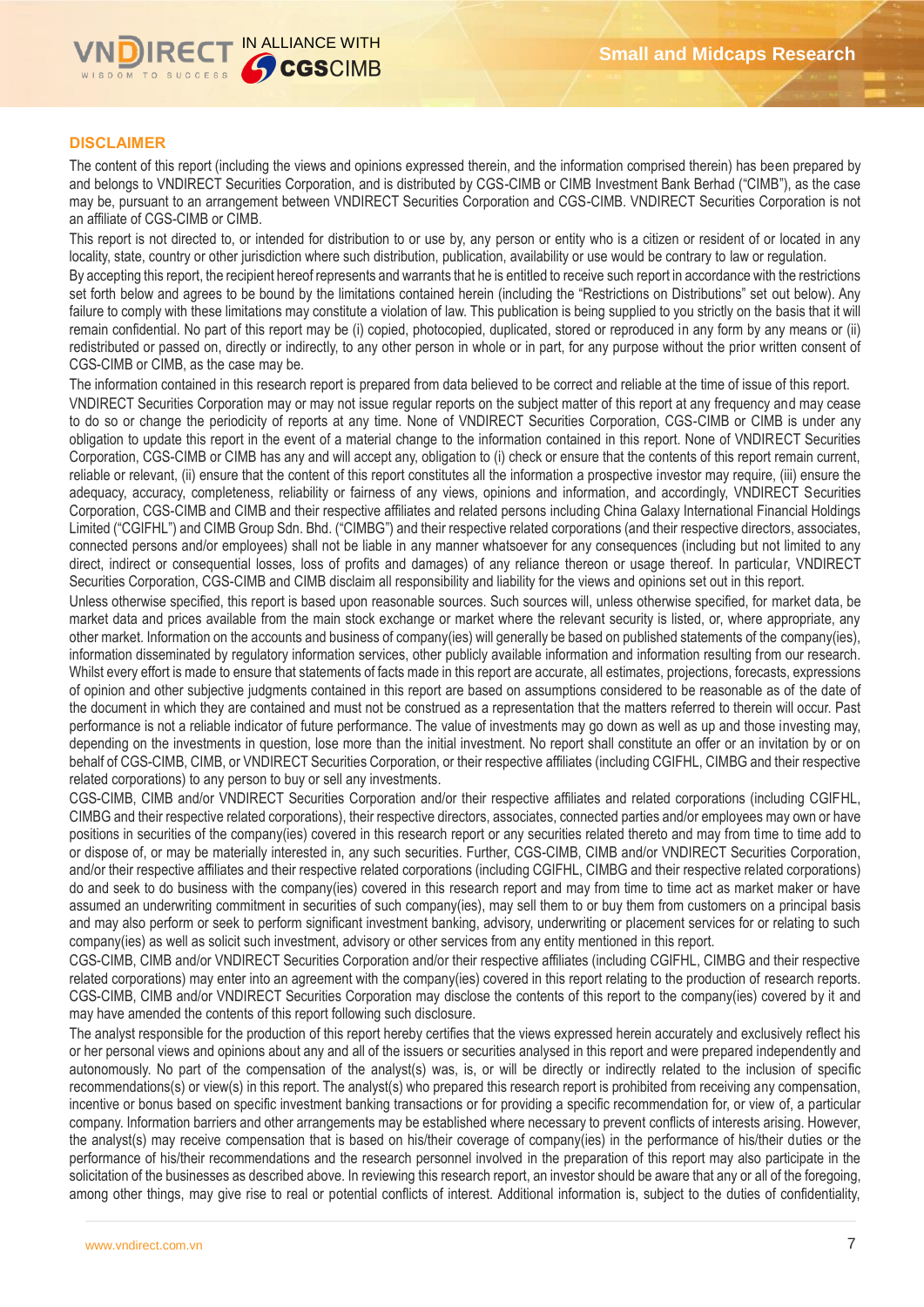## DISCLAIMER

The content of this report (including the views and opinions expressed therein, and the information comprised therein) has been prepared by and belongs to VNDIRECT Securities Corporation, and is distributed by CGS-CIMB or CIMB Investment Bank Berhad ("CIMB"), as the case may be, pursuant to an arrangement between VNDIRECT Securities Corporation and CGS-CIMB. VNDIRECT Securities Corporation is not an affiliate of CGS-CIMB or CIMB.

This report is not directed to, or intended for distribution to or use by, any person or entity who is a citizen or resident of or located in any locality, state, country or other jurisdiction where such distribution, publication, availability or use would be contrary to law or regulation.

By accepting this report, the recipient hereof represents and warrants that he is entitled to receive such report in accordance with the restrictions set forth below and agrees to be bound by the limitations contained herein (including the "Restrictions on Distributions" set out below). Any failure to comply with these limitations may constitute a violation of law. This publication is being supplied to you strictly on the basis that it will remain confidential. No part of this report may be (i) copied, photocopied, duplicated, stored or reproduced in any form by any means or (ii) redistributed or passed on, directly or indirectly, to any other person in whole or in part, for any purpose without the prior written consent of CGS-CIMB or CIMB, as the case may be.

The information contained in this research report is prepared from data believed to be correct and reliable at the time of issue of this report. VNDIRECT Securities Corporation may or may not issue regular reports on the subject matter of this report at any frequency and may cease to do so or change the periodicity of reports at any time. None of VNDIRECT Securities Corporation, CGS-CIMB or CIMB is under any obligation to update this report in the event of a material change to the information contained in this report. None of VNDIRECT Securities Corporation, CGS-CIMB or CIMB has any and will accept any, obligation to (i) check or ensure that the contents of this report remain current, reliable or relevant, (ii) ensure that the content of this report constitutes all the information a prospective investor may require, (iii) ensure the adequacy, accuracy, completeness, reliability or fairness of any views, opinions and information, and accordingly, VNDIRECT Securities Corporation, CGS-CIMB and CIMB and their respective affiliates and related persons including China Galaxy International Financial Holdings Limited ("CGIFHL") and CIMB Group Sdn. Bhd. ("CIMBG") and their respective related corporations (and their respective directors, associates, connected persons and/or employees) shall not be liable in any manner whatsoever for any consequences (including but not limited to any direct, indirect or consequential losses, loss of profits and damages) of any reliance thereon or usage thereof. In particular, VNDIRECT Securities Corporation, CGS-CIMB and CIMB disclaim all responsibility and liability for the views and opinions set out in this report.

Unless otherwise specified, this report is based upon reasonable sources. Such sources will, unless otherwise specified, for market data, be market data and prices available from the main stock exchange or market where the relevant security is listed, or, where appropriate, any other market. Information on the accounts and business of company(ies) will generally be based on published statements of the company(ies), information disseminated by regulatory information services, other publicly available information and information resulting from our research. Whilst every effort is made to ensure that statements of facts made in this report are accurate, all estimates, projections, forecasts, expressions of opinion and other subjective judgments contained in this report are based on assumptions considered to be reasonable as of the date of the document in which they are contained and must not be construed as a representation that the matters referred to therein will occur. Past performance is not a reliable indicator of future performance. The value of investments may go down as well as up and those investing may, depending on the investments in question, lose more than the initial investment. No report shall constitute an offer or an invitation by or on behalf of CGS-CIMB, CIMB, or VNDIRECT Securities Corporation, or their respective affiliates (including CGIFHL, CIMBG and their respective related corporations) to any person to buy or sell any investments.

CGS-CIMB, CIMB and/or VNDIRECT Securities Corporation and/or their respective affiliates and related corporations (including CGIFHL, CIMBG and their respective related corporations), their respective directors, associates, connected parties and/or employees may own or have positions in securities of the company(ies) covered in this research report or any securities related thereto and may from time to time add to or dispose of, or may be materially interested in, any such securities. Further, CGS-CIMB, CIMB and/or VNDIRECT Securities Corporation, and/or their respective affiliates and their respective related corporations (including CGIFHL, CIMBG and their respective related corporations) do and seek to do business with the company(ies) covered in this research report and may from time to time act as market maker or have assumed an underwriting commitment in securities of such company(ies), may sell them to or buy them from customers on a principal basis and may also perform or seek to perform significant investment banking, advisory, underwriting or placement services for or relating to such company(ies) as well as solicit such investment, advisory or other services from any entity mentioned in this report.

CGS-CIMB, CIMB and/or VNDIRECT Securities Corporation and/or their respective affiliates (including CGIFHL, CIMBG and their respective related corporations) may enter into an agreement with the company(ies) covered in this report relating to the production of research reports. CGS-CIMB, CIMB and/or VNDIRECT Securities Corporation may disclose the contents of this report to the company(ies) covered by it and may have amended the contents of this report following such disclosure.

The analyst responsible for the production of this report hereby certifies that the views expressed herein accurately and exclusively reflect his or her personal views and opinions about any and all of the issuers or securities analysed in this report and were prepared independently and autonomously. No part of the compensation of the analyst(s) was, is, or will be directly or indirectly related to the inclusion of specific recommendations(s) or view(s) in this report. The analyst(s) who prepared this research report is prohibited from receiving any compensation, incentive or bonus based on specific investment banking transactions or for providing a specific recommendation for, or view of, a particular company. Information barriers and other arrangements may be established where necessary to prevent conflicts of interests arising. However, the analyst(s) may receive compensation that is based on his/their coverage of company(ies) in the performance of his/their duties or the performance of his/their recommendations and the research personnel involved in the preparation of this report may also participate in the solicitation of the businesses as described above. In reviewing this research report, an investor should be aware that any or all of the foregoing, among other things, may give rise to real or potential conflicts of interest. Additional information is, subject to the duties of confidentiality,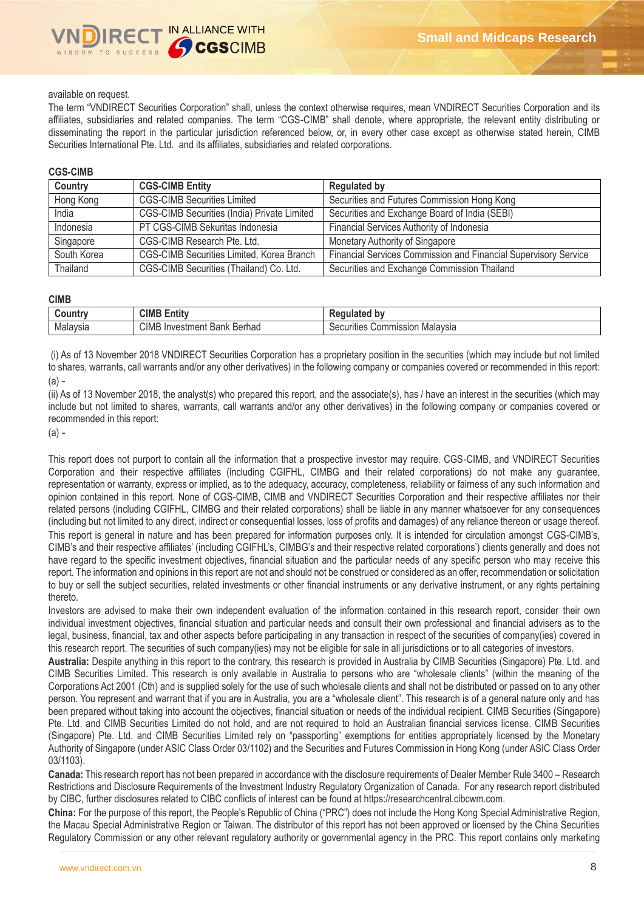available on request.

The term "VNDIRECT Securities Corporation" shall, unless the context otherwise requires, mean VNDIRECT Securities Corporation and its affiliates, subsidiaries and related companies. The term "CGS-CIMB" shall denote, where appropriate, the relevant entity distributing or disseminating the report in the particular jurisdiction referenced below, or, in every other case except as otherwise stated herein, CIMB Securities International Pte. Ltd. and its affiliates, subsidiaries and related corporations.

**CGS-CIMB**

| Country | CGS-CIMB Entity | Regulated by |
|---|---|---|
| Hong Kong | CGS-CIMB Securities Limited | Securities and Futures Commission Hong Kong |
| India | CGS-CIMB Securities (India) Private Limited | Securities and Exchange Board of India (SEBI) |
| Indonesia | PT CGS-CIMB Sekuritas Indonesia | Financial Services Authority of Indonesia |
| Singapore | CGS-CIMB Research Pte. Ltd. | Monetary Authority of Singapore |
| South Korea | CGS-CIMB Securities Limited, Korea Branch | Financial Services Commission and Financial Supervisory Service |
| Thailand | CGS-CIMB Securities (Thailand) Co. Ltd. | Securities and Exchange Commission Thailand |

**CIMB**

| Country | CIMB Entity | Regulated by |
|---|---|---|
| Malaysia | CIMB Investment Bank Berhad | Securities Commission Malaysia |

(i) As of 13 November 2018 VNDIRECT Securities Corporation has a proprietary position in the securities (which may include but not limited to shares, warrants, call warrants and/or any other derivatives) in the following company or companies covered or recommended in this report:
(a) -

(ii) As of 13 November 2018, the analyst(s) who prepared this report, and the associate(s), has / have an interest in the securities (which may include but not limited to shares, warrants, call warrants and/or any other derivatives) in the following company or companies covered or recommended in this report:
(a) -

This report does not purport to contain all the information that a prospective investor may require. CGS-CIMB, and VNDIRECT Securities Corporation and their respective affiliates (including CGIFHL, CIMBG and their related corporations) do not make any guarantee, representation or warranty, express or implied, as to the adequacy, accuracy, completeness, reliability or fairness of any such information and opinion contained in this report. None of CGS-CIMB, CIMB and VNDIRECT Securities Corporation and their respective affiliates nor their related persons (including CGIFHL, CIMBG and their related corporations) shall be liable in any manner whatsoever for any consequences (including but not limited to any direct, indirect or consequential losses, loss of profits and damages) of any reliance thereon or usage thereof.

This report is general in nature and has been prepared for information purposes only. It is intended for circulation amongst CGS-CIMB's, CIMB's and their respective affiliates' (including CGIFHL's, CIMBG's and their respective related corporations') clients generally and does not have regard to the specific investment objectives, financial situation and the particular needs of any specific person who may receive this report. The information and opinions in this report are not and should not be construed or considered as an offer, recommendation or solicitation to buy or sell the subject securities, related investments or other financial instruments or any derivative instrument, or any rights pertaining thereto.

Investors are advised to make their own independent evaluation of the information contained in this research report, consider their own individual investment objectives, financial situation and particular needs and consult their own professional and financial advisers as to the legal, business, financial, tax and other aspects before participating in any transaction in respect of the securities of company(ies) covered in this research report. The securities of such company(ies) may not be eligible for sale in all jurisdictions or to all categories of investors.

**Australia:** Despite anything in this report to the contrary, this research is provided in Australia by CIMB Securities (Singapore) Pte. Ltd. and CIMB Securities Limited. This research is only available in Australia to persons who are "wholesale clients" (within the meaning of the Corporations Act 2001 (Cth) and is supplied solely for the use of such wholesale clients and shall not be distributed or passed on to any other person. You represent and warrant that if you are in Australia, you are a "wholesale client". This research is of a general nature only and has been prepared without taking into account the objectives, financial situation or needs of the individual recipient. CIMB Securities (Singapore) Pte. Ltd. and CIMB Securities Limited do not hold, and are not required to hold an Australian financial services license. CIMB Securities (Singapore) Pte. Ltd. and CIMB Securities Limited rely on "passporting" exemptions for entities appropriately licensed by the Monetary Authority of Singapore (under ASIC Class Order 03/1102) and the Securities and Futures Commission in Hong Kong (under ASIC Class Order 03/1103).

**Canada:** This research report has not been prepared in accordance with the disclosure requirements of Dealer Member Rule 3400 – Research Restrictions and Disclosure Requirements of the Investment Industry Regulatory Organization of Canada. For any research report distributed by CIBC, further disclosures related to CIBC conflicts of interest can be found at https://researchcentral.cibcwm.com.

**China:** For the purpose of this report, the People's Republic of China ("PRC") does not include the Hong Kong Special Administrative Region, the Macau Special Administrative Region or Taiwan. The distributor of this report has not been approved or licensed by the China Securities Regulatory Commission or any other relevant regulatory authority or governmental agency in the PRC. This report contains only marketing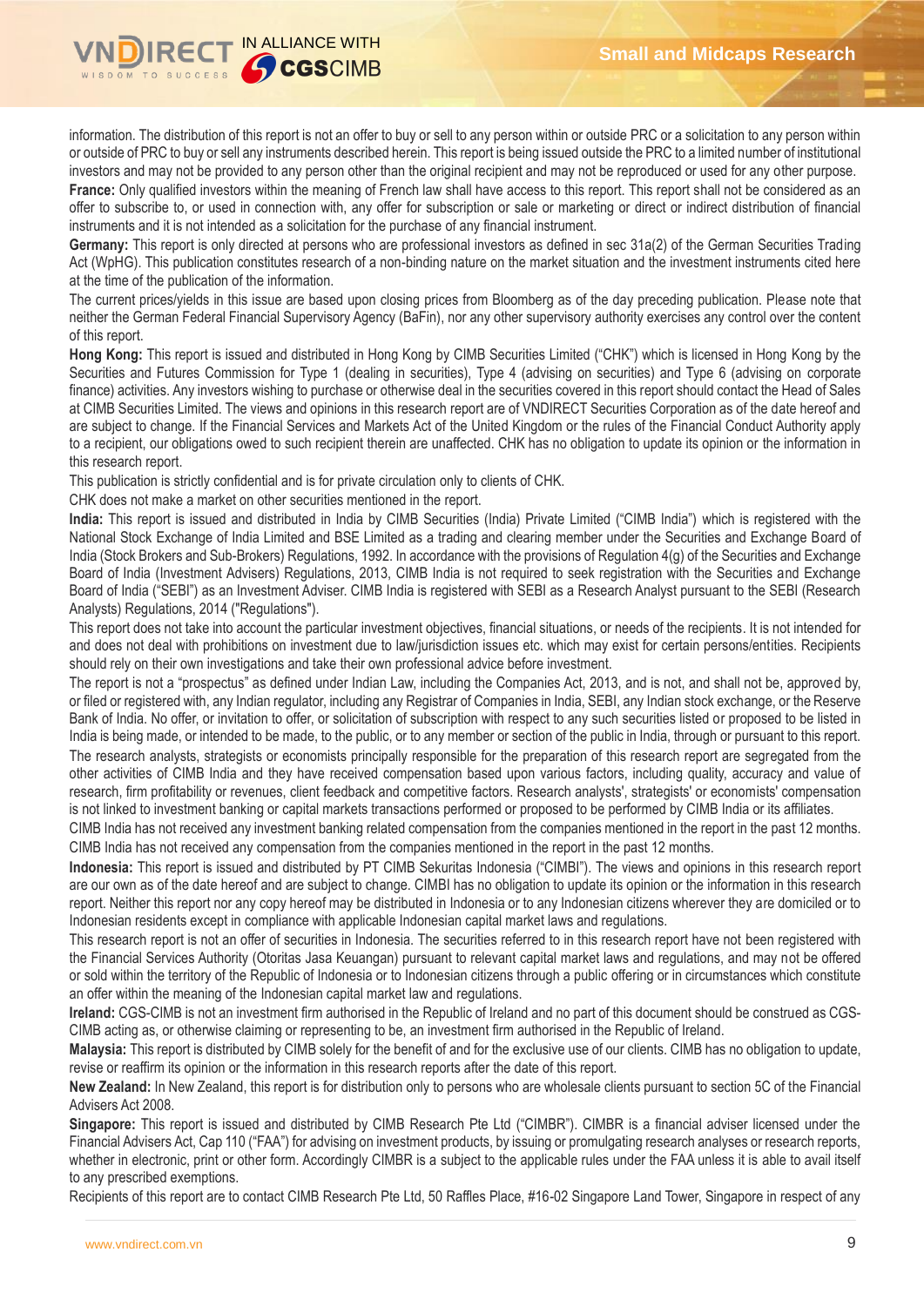information. The distribution of this report is not an offer to buy or sell to any person within or outside PRC or a solicitation to any person within or outside of PRC to buy or sell any instruments described herein. This report is being issued outside the PRC to a limited number of institutional investors and may not be provided to any person other than the original recipient and may not be reproduced or used for any other purpose.

**France:** Only qualified investors within the meaning of French law shall have access to this report. This report shall not be considered as an offer to subscribe to, or used in connection with, any offer for subscription or sale or marketing or direct or indirect distribution of financial instruments and it is not intended as a solicitation for the purchase of any financial instrument.

**Germany:** This report is only directed at persons who are professional investors as defined in sec 31a(2) of the German Securities Trading Act (WpHG). This publication constitutes research of a non-binding nature on the market situation and the investment instruments cited here at the time of the publication of the information.

The current prices/yields in this issue are based upon closing prices from Bloomberg as of the day preceding publication. Please note that neither the German Federal Financial Supervisory Agency (BaFin), nor any other supervisory authority exercises any control over the content of this report.

**Hong Kong:** This report is issued and distributed in Hong Kong by CIMB Securities Limited ("CHK") which is licensed in Hong Kong by the Securities and Futures Commission for Type 1 (dealing in securities), Type 4 (advising on securities) and Type 6 (advising on corporate finance) activities. Any investors wishing to purchase or otherwise deal in the securities covered in this report should contact the Head of Sales at CIMB Securities Limited. The views and opinions in this research report are of VNDIRECT Securities Corporation as of the date hereof and are subject to change. If the Financial Services and Markets Act of the United Kingdom or the rules of the Financial Conduct Authority apply to a recipient, our obligations owed to such recipient therein are unaffected. CHK has no obligation to update its opinion or the information in this research report.

This publication is strictly confidential and is for private circulation only to clients of CHK.

CHK does not make a market on other securities mentioned in the report.

**India:** This report is issued and distributed in India by CIMB Securities (India) Private Limited ("CIMB India") which is registered with the National Stock Exchange of India Limited and BSE Limited as a trading and clearing member under the Securities and Exchange Board of India (Stock Brokers and Sub-Brokers) Regulations, 1992. In accordance with the provisions of Regulation 4(g) of the Securities and Exchange Board of India (Investment Advisers) Regulations, 2013, CIMB India is not required to seek registration with the Securities and Exchange Board of India ("SEBI") as an Investment Adviser. CIMB India is registered with SEBI as a Research Analyst pursuant to the SEBI (Research Analysts) Regulations, 2014 ("Regulations").

This report does not take into account the particular investment objectives, financial situations, or needs of the recipients. It is not intended for and does not deal with prohibitions on investment due to law/jurisdiction issues etc. which may exist for certain persons/entities. Recipients should rely on their own investigations and take their own professional advice before investment.

The report is not a "prospectus" as defined under Indian Law, including the Companies Act, 2013, and is not, and shall not be, approved by, or filed or registered with, any Indian regulator, including any Registrar of Companies in India, SEBI, any Indian stock exchange, or the Reserve Bank of India. No offer, or invitation to offer, or solicitation of subscription with respect to any such securities listed or proposed to be listed in India is being made, or intended to be made, to the public, or to any member or section of the public in India, through or pursuant to this report.

The research analysts, strategists or economists principally responsible for the preparation of this research report are segregated from the other activities of CIMB India and they have received compensation based upon various factors, including quality, accuracy and value of research, firm profitability or revenues, client feedback and competitive factors. Research analysts', strategists' or economists' compensation is not linked to investment banking or capital markets transactions performed or proposed to be performed by CIMB India or its affiliates.

CIMB India has not received any investment banking related compensation from the companies mentioned in the report in the past 12 months.

CIMB India has not received any compensation from the companies mentioned in the report in the past 12 months.

**Indonesia:** This report is issued and distributed by PT CIMB Sekuritas Indonesia ("CIMBI"). The views and opinions in this research report are our own as of the date hereof and are subject to change. CIMBI has no obligation to update its opinion or the information in this research report. Neither this report nor any copy hereof may be distributed in Indonesia or to any Indonesian citizens wherever they are domiciled or to Indonesian residents except in compliance with applicable Indonesian capital market laws and regulations.

This research report is not an offer of securities in Indonesia. The securities referred to in this research report have not been registered with the Financial Services Authority (Otoritas Jasa Keuangan) pursuant to relevant capital market laws and regulations, and may not be offered or sold within the territory of the Republic of Indonesia or to Indonesian citizens through a public offering or in circumstances which constitute an offer within the meaning of the Indonesian capital market law and regulations.

**Ireland:** CGS-CIMB is not an investment firm authorised in the Republic of Ireland and no part of this document should be construed as CGS-CIMB acting as, or otherwise claiming or representing to be, an investment firm authorised in the Republic of Ireland.

**Malaysia:** This report is distributed by CIMB solely for the benefit of and for the exclusive use of our clients. CIMB has no obligation to update, revise or reaffirm its opinion or the information in this research reports after the date of this report.

**New Zealand:** In New Zealand, this report is for distribution only to persons who are wholesale clients pursuant to section 5C of the Financial Advisers Act 2008.

**Singapore:** This report is issued and distributed by CIMB Research Pte Ltd ("CIMBR"). CIMBR is a financial adviser licensed under the Financial Advisers Act, Cap 110 ("FAA") for advising on investment products, by issuing or promulgating research analyses or research reports, whether in electronic, print or other form. Accordingly CIMBR is a subject to the applicable rules under the FAA unless it is able to avail itself to any prescribed exemptions.

Recipients of this report are to contact CIMB Research Pte Ltd, 50 Raffles Place, #16-02 Singapore Land Tower, Singapore in respect of any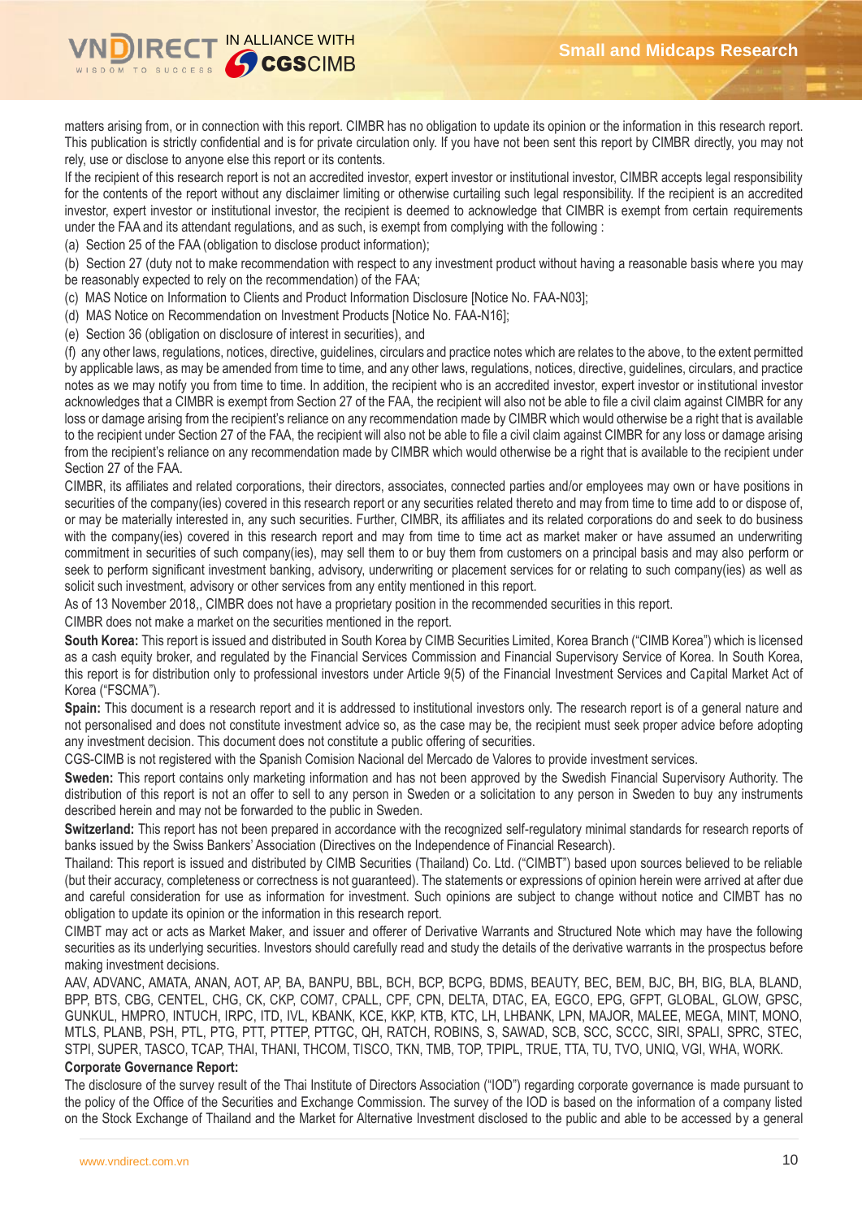matters arising from, or in connection with this report. CIMBR has no obligation to update its opinion or the information in this research report. This publication is strictly confidential and is for private circulation only. If you have not been sent this report by CIMBR directly, you may not rely, use or disclose to anyone else this report or its contents.

If the recipient of this research report is not an accredited investor, expert investor or institutional investor, CIMBR accepts legal responsibility for the contents of the report without any disclaimer limiting or otherwise curtailing such legal responsibility. If the recipient is an accredited investor, expert investor or institutional investor, the recipient is deemed to acknowledge that CIMBR is exempt from certain requirements under the FAA and its attendant regulations, and as such, is exempt from complying with the following :

(a) Section 25 of the FAA (obligation to disclose product information);

(b) Section 27 (duty not to make recommendation with respect to any investment product without having a reasonable basis where you may be reasonably expected to rely on the recommendation) of the FAA;

(c) MAS Notice on Information to Clients and Product Information Disclosure [Notice No. FAA-N03];

(d) MAS Notice on Recommendation on Investment Products [Notice No. FAA-N16];

(e) Section 36 (obligation on disclosure of interest in securities), and

(f) any other laws, regulations, notices, directive, guidelines, circulars and practice notes which are relates to the above, to the extent permitted by applicable laws, as may be amended from time to time, and any other laws, regulations, notices, directive, guidelines, circulars, and practice notes as we may notify you from time to time. In addition, the recipient who is an accredited investor, expert investor or institutional investor acknowledges that a CIMBR is exempt from Section 27 of the FAA, the recipient will also not be able to file a civil claim against CIMBR for any loss or damage arising from the recipient's reliance on any recommendation made by CIMBR which would otherwise be a right that is available to the recipient under Section 27 of the FAA, the recipient will also not be able to file a civil claim against CIMBR for any loss or damage arising from the recipient's reliance on any recommendation made by CIMBR which would otherwise be a right that is available to the recipient under Section 27 of the FAA.

CIMBR, its affiliates and related corporations, their directors, associates, connected parties and/or employees may own or have positions in securities of the company(ies) covered in this research report or any securities related thereto and may from time to time add to or dispose of, or may be materially interested in, any such securities. Further, CIMBR, its affiliates and its related corporations do and seek to do business with the company(ies) covered in this research report and may from time to time act as market maker or have assumed an underwriting commitment in securities of such company(ies), may sell them to or buy them from customers on a principal basis and may also perform or seek to perform significant investment banking, advisory, underwriting or placement services for or relating to such company(ies) as well as solicit such investment, advisory or other services from any entity mentioned in this report.

As of 13 November 2018,, CIMBR does not have a proprietary position in the recommended securities in this report.

CIMBR does not make a market on the securities mentioned in the report.

**South Korea:** This report is issued and distributed in South Korea by CIMB Securities Limited, Korea Branch ("CIMB Korea") which is licensed as a cash equity broker, and regulated by the Financial Services Commission and Financial Supervisory Service of Korea. In South Korea, this report is for distribution only to professional investors under Article 9(5) of the Financial Investment Services and Capital Market Act of Korea ("FSCMA").

**Spain:** This document is a research report and it is addressed to institutional investors only. The research report is of a general nature and not personalised and does not constitute investment advice so, as the case may be, the recipient must seek proper advice before adopting any investment decision. This document does not constitute a public offering of securities.

CGS-CIMB is not registered with the Spanish Comision Nacional del Mercado de Valores to provide investment services.

**Sweden:** This report contains only marketing information and has not been approved by the Swedish Financial Supervisory Authority. The distribution of this report is not an offer to sell to any person in Sweden or a solicitation to any person in Sweden to buy any instruments described herein and may not be forwarded to the public in Sweden.

**Switzerland:** This report has not been prepared in accordance with the recognized self-regulatory minimal standards for research reports of banks issued by the Swiss Bankers' Association (Directives on the Independence of Financial Research).

Thailand: This report is issued and distributed by CIMB Securities (Thailand) Co. Ltd. ("CIMBT") based upon sources believed to be reliable (but their accuracy, completeness or correctness is not guaranteed). The statements or expressions of opinion herein were arrived at after due and careful consideration for use as information for investment. Such opinions are subject to change without notice and CIMBT has no obligation to update its opinion or the information in this research report.

CIMBT may act or acts as Market Maker, and issuer and offerer of Derivative Warrants and Structured Note which may have the following securities as its underlying securities. Investors should carefully read and study the details of the derivative warrants in the prospectus before making investment decisions.

AAV, ADVANC, AMATA, ANAN, AOT, AP, BA, BANPU, BBL, BCH, BCP, BCPG, BDMS, BEAUTY, BEC, BEM, BJC, BH, BIG, BLA, BLAND, BPP, BTS, CBG, CENTEL, CHG, CK, CKP, COM7, CPALL, CPF, CPN, DELTA, DTAC, EA, EGCO, EPG, GFPT, GLOBAL, GLOW, GPSC, GUNKUL, HMPRO, INTUCH, IRPC, ITD, IVL, KBANK, KCE, KKP, KTB, KTC, LH, LHBANK, LPN, MAJOR, MALEE, MEGA, MINT, MONO, MTLS, PLANB, PSH, PTL, PTG, PTT, PTTEP, PTTGC, QH, RATCH, ROBINS, S, SAWAD, SCB, SCC, SCCC, SIRI, SPALI, SPRC, STEC, STPI, SUPER, TASCO, TCAP, THAI, THANI, THCOM, TISCO, TKN, TMB, TOP, TPIPL, TRUE, TTA, TU, TVO, UNIQ, VGI, WHA, WORK.

**Corporate Governance Report:**

The disclosure of the survey result of the Thai Institute of Directors Association ("IOD") regarding corporate governance is made pursuant to the policy of the Office of the Securities and Exchange Commission. The survey of the IOD is based on the information of a company listed on the Stock Exchange of Thailand and the Market for Alternative Investment disclosed to the public and able to be accessed by a general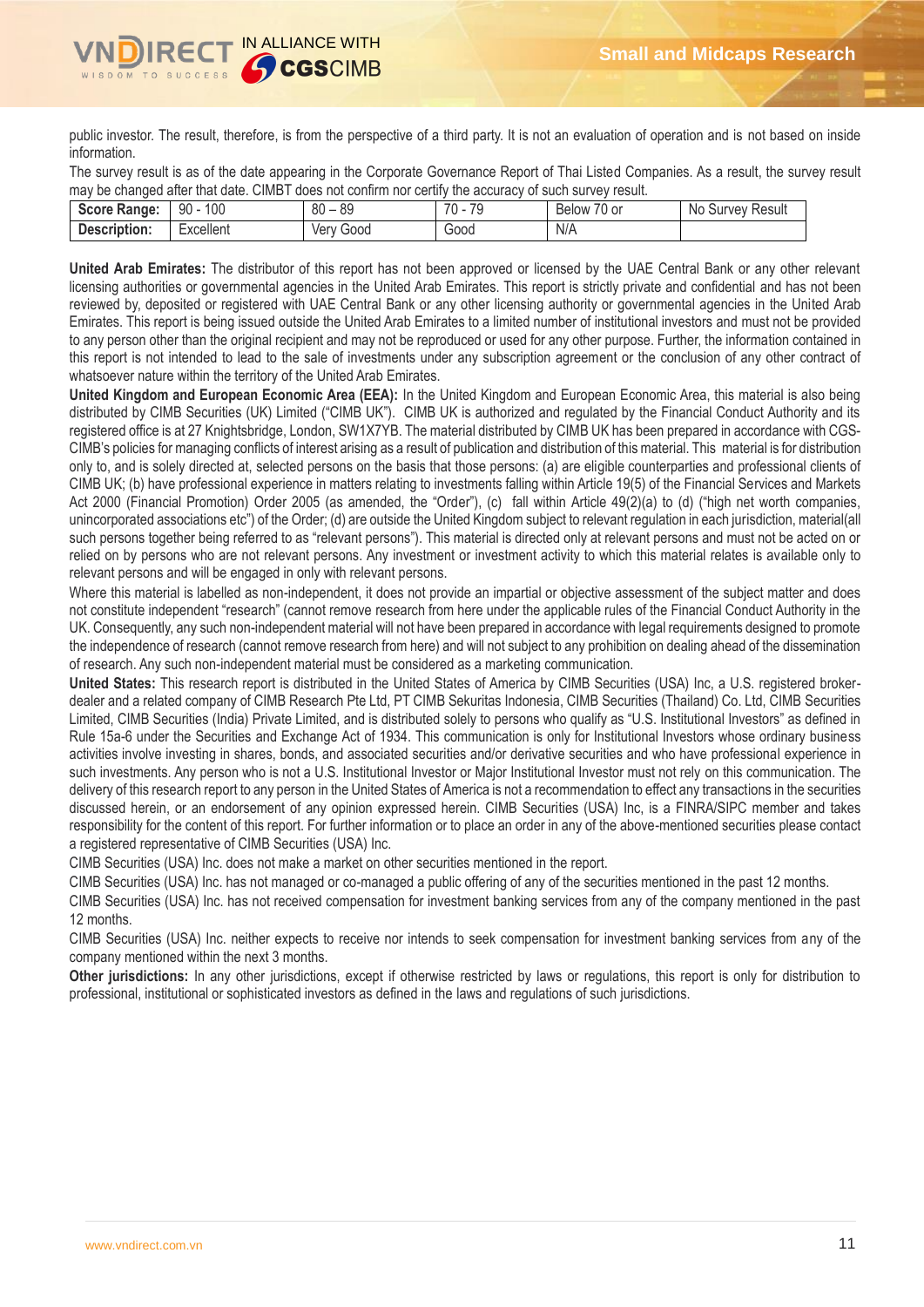public investor. The result, therefore, is from the perspective of a third party. It is not an evaluation of operation and is not based on inside information.

The survey result is as of the date appearing in the Corporate Governance Report of Thai Listed Companies. As a result, the survey result may be changed after that date. CIMBT does not confirm nor certify the accuracy of such survey result.

| **Score Range:** | 90 - 100 | 80 – 89 | 70 - 79 | Below 70 or | No Survey Result |
|---|---|---|---|---|---|
| **Description:** | Excellent | Very Good | Good | N/A | |

**United Arab Emirates:** The distributor of this report has not been approved or licensed by the UAE Central Bank or any other relevant licensing authorities or governmental agencies in the United Arab Emirates. This report is strictly private and confidential and has not been reviewed by, deposited or registered with UAE Central Bank or any other licensing authority or governmental agencies in the United Arab Emirates. This report is being issued outside the United Arab Emirates to a limited number of institutional investors and must not be provided to any person other than the original recipient and may not be reproduced or used for any other purpose. Further, the information contained in this report is not intended to lead to the sale of investments under any subscription agreement or the conclusion of any other contract of whatsoever nature within the territory of the United Arab Emirates.

**United Kingdom and European Economic Area (EEA):** In the United Kingdom and European Economic Area, this material is also being distributed by CIMB Securities (UK) Limited ("CIMB UK"). CIMB UK is authorized and regulated by the Financial Conduct Authority and its registered office is at 27 Knightsbridge, London, SW1X7YB. The material distributed by CIMB UK has been prepared in accordance with CGS-CIMB's policies for managing conflicts of interest arising as a result of publication and distribution of this material. This material is for distribution only to, and is solely directed at, selected persons on the basis that those persons: (a) are eligible counterparties and professional clients of CIMB UK; (b) have professional experience in matters relating to investments falling within Article 19(5) of the Financial Services and Markets Act 2000 (Financial Promotion) Order 2005 (as amended, the "Order"), (c) fall within Article 49(2)(a) to (d) ("high net worth companies, unincorporated associations etc") of the Order; (d) are outside the United Kingdom subject to relevant regulation in each jurisdiction, material(all such persons together being referred to as "relevant persons"). This material is directed only at relevant persons and must not be acted on or relied on by persons who are not relevant persons. Any investment or investment activity to which this material relates is available only to relevant persons and will be engaged in only with relevant persons.

Where this material is labelled as non-independent, it does not provide an impartial or objective assessment of the subject matter and does not constitute independent "research" (cannot remove research from here under the applicable rules of the Financial Conduct Authority in the UK. Consequently, any such non-independent material will not have been prepared in accordance with legal requirements designed to promote the independence of research (cannot remove research from here) and will not subject to any prohibition on dealing ahead of the dissemination of research. Any such non-independent material must be considered as a marketing communication.

**United States:** This research report is distributed in the United States of America by CIMB Securities (USA) Inc, a U.S. registered broker-dealer and a related company of CIMB Research Pte Ltd, PT CIMB Sekuritas Indonesia, CIMB Securities (Thailand) Co. Ltd, CIMB Securities Limited, CIMB Securities (India) Private Limited, and is distributed solely to persons who qualify as "U.S. Institutional Investors" as defined in Rule 15a-6 under the Securities and Exchange Act of 1934. This communication is only for Institutional Investors whose ordinary business activities involve investing in shares, bonds, and associated securities and/or derivative securities and who have professional experience in such investments. Any person who is not a U.S. Institutional Investor or Major Institutional Investor must not rely on this communication. The delivery of this research report to any person in the United States of America is not a recommendation to effect any transactions in the securities discussed herein, or an endorsement of any opinion expressed herein. CIMB Securities (USA) Inc, is a FINRA/SIPC member and takes responsibility for the content of this report. For further information or to place an order in any of the above-mentioned securities please contact a registered representative of CIMB Securities (USA) Inc.

CIMB Securities (USA) Inc. does not make a market on other securities mentioned in the report.

CIMB Securities (USA) Inc. has not managed or co-managed a public offering of any of the securities mentioned in the past 12 months.

CIMB Securities (USA) Inc. has not received compensation for investment banking services from any of the company mentioned in the past 12 months.

CIMB Securities (USA) Inc. neither expects to receive nor intends to seek compensation for investment banking services from any of the company mentioned within the next 3 months.

**Other jurisdictions:** In any other jurisdictions, except if otherwise restricted by laws or regulations, this report is only for distribution to professional, institutional or sophisticated investors as defined in the laws and regulations of such jurisdictions.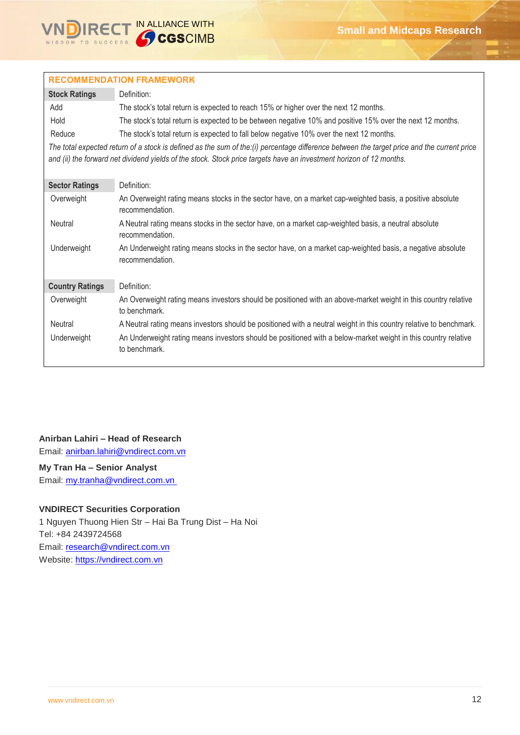## RECOMMENDATION FRAMEWORK

| Stock Ratings | Definition: |
|---|---|
| Add | The stock's total return is expected to reach 15% or higher over the next 12 months. |
| Hold | The stock's total return is expected to be between negative 10% and positive 15% over the next 12 months. |
| Reduce | The stock's total return is expected to fall below negative 10% over the next 12 months. |

*The total expected return of a stock is defined as the sum of the:(i) percentage difference between the target price and the current price and (ii) the forward net dividend yields of the stock. Stock price targets have an investment horizon of 12 months.*

| Sector Ratings | Definition: |
|---|---|
| Overweight | An Overweight rating means stocks in the sector have, on a market cap-weighted basis, a positive absolute recommendation. |
| Neutral | A Neutral rating means stocks in the sector have, on a market cap-weighted basis, a neutral absolute recommendation. |
| Underweight | An Underweight rating means stocks in the sector have, on a market cap-weighted basis, a negative absolute recommendation. |

| Country Ratings | Definition: |
|---|---|
| Overweight | An Overweight rating means investors should be positioned with an above-market weight in this country relative to benchmark. |
| Neutral | A Neutral rating means investors should be positioned with a neutral weight in this country relative to benchmark. |
| Underweight | An Underweight rating means investors should be positioned with a below-market weight in this country relative to benchmark. |

**Anirban Lahiri – Head of Research**
Email: anirban.lahiri@vndirect.com.vn

**My Tran Ha – Senior Analyst**
Email: my.tranha@vndirect.com.vn

**VNDIRECT Securities Corporation**
1 Nguyen Thuong Hien Str – Hai Ba Trung Dist – Ha Noi
Tel: +84 2439724568
Email: research@vndirect.com.vn
Website: https://vndirect.com.vn